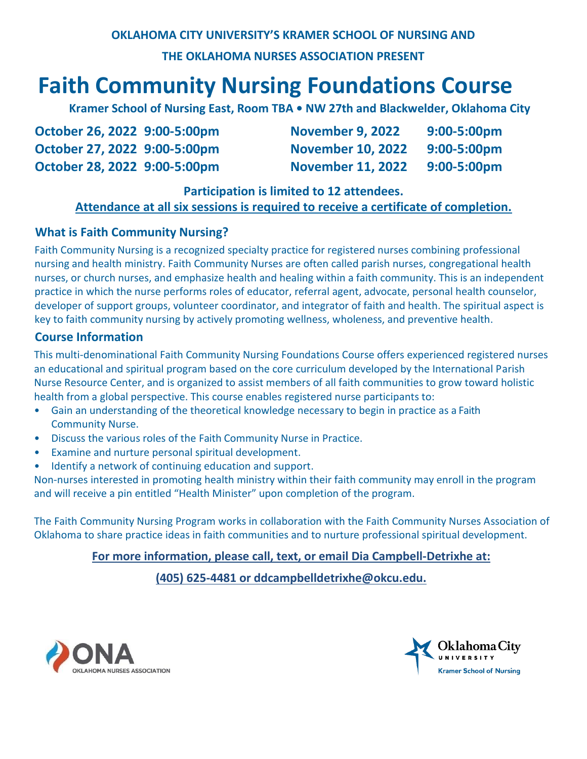**OKLAHOMA CITY UNIVERSITY'S KRAMER SCHOOL OF NURSING AND**

**THE OKLAHOMA NURSES ASSOCIATION PRESENT**

# Faith Community Nursing Foundations Course

**Kramer School of Nursing East, Room TBA • NW 27th and Blackwelder, Oklahoma City**

**October 26, 2022 9:00-5:00pm**
**October 27, 2022 9:00-5:00pm**
**October 28, 2022 9:00-5:00pm**
**November 9, 2022 9:00-5:00pm**
**November 10, 2022 9:00-5:00pm**
**November 11, 2022 9:00-5:00pm**

**Participation is limited to 12 attendees.**
**Attendance at all six sessions is required to receive a certificate of completion.**

## What is Faith Community Nursing?

Faith Community Nursing is a recognized specialty practice for registered nurses combining professional nursing and health ministry. Faith Community Nurses are often called parish nurses, congregational health nurses, or church nurses, and emphasize health and healing within a faith community. This is an independent practice in which the nurse performs roles of educator, referral agent, advocate, personal health counselor, developer of support groups, volunteer coordinator, and integrator of faith and health. The spiritual aspect is key to faith community nursing by actively promoting wellness, wholeness, and preventive health.

## Course Information

This multi-denominational Faith Community Nursing Foundations Course offers experienced registered nurses an educational and spiritual program based on the core curriculum developed by the International Parish Nurse Resource Center, and is organized to assist members of all faith communities to grow toward holistic health from a global perspective. This course enables registered nurse participants to:

- Gain an understanding of the theoretical knowledge necessary to begin in practice as a Faith Community Nurse.
- Discuss the various roles of the Faith Community Nurse in Practice.
- Examine and nurture personal spiritual development.
- Identify a network of continuing education and support.

Non-nurses interested in promoting health ministry within their faith community may enroll in the program and will receive a pin entitled "Health Minister" upon completion of the program.

The Faith Community Nursing Program works in collaboration with the Faith Community Nurses Association of Oklahoma to share practice ideas in faith communities and to nurture professional spiritual development.

**For more information, please call, text, or email Dia Campbell-Detrixhe at:**

**(405) 625-4481 or ddcampbelldetrixhe@okcu.edu.**

ONA OKLAHOMA NURSES ASSOCIATION

Oklahoma City UNIVERSITY Kramer School of Nursing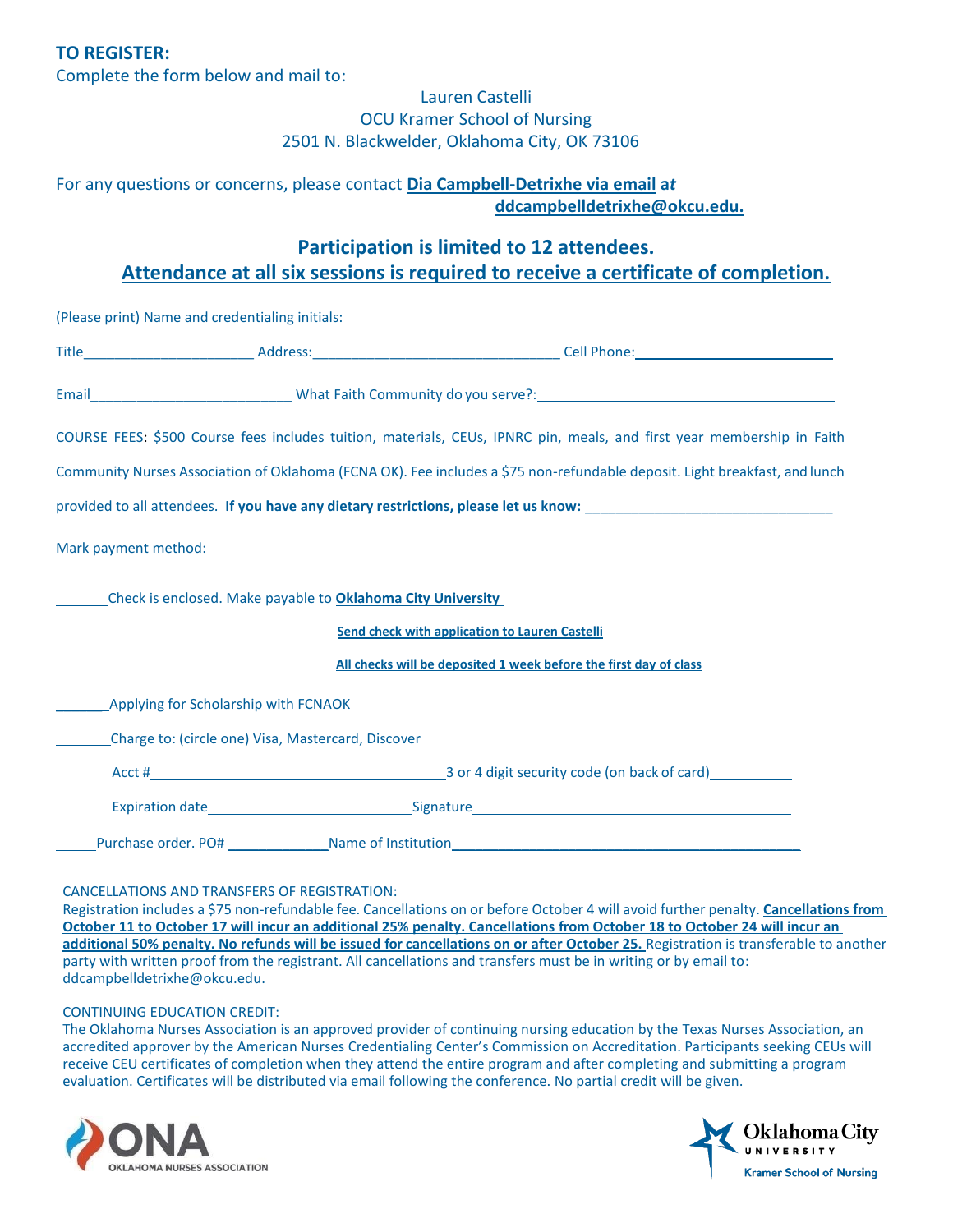**TO REGISTER:**

Complete the form below and mail to:

Lauren Castelli
OCU Kramer School of Nursing
2501 N. Blackwelder, Oklahoma City, OK 73106

For any questions or concerns, please contact **Dia Campbell-Detrixhe via email at ddcampbelldetrixhe@okcu.edu.**

## Participation is limited to 12 attendees.

## Attendance at all six sessions is required to receive a certificate of completion.

(Please print) Name and credentialing initials:______________________________

Title______________________ Address:________________________________ Cell Phone:__________________________

Email__________________________ What Faith Community do you serve?:________________________________________

COURSE FEES: $500 Course fees includes tuition, materials, CEUs, IPNRC pin, meals, and first year membership in Faith Community Nurses Association of Oklahoma (FCNA OK). Fee includes a $75 non-refundable deposit. Light breakfast, and lunch provided to all attendees. **If you have any dietary restrictions, please let us know:** ________________________________

Mark payment method:

________Check is enclosed. Make payable to **Oklahoma City University**

**Send check with application to Lauren Castelli**

**All checks will be deposited 1 week before the first day of class**

_______Applying for Scholarship with FCNAOK

_______Charge to: (circle one) Visa, Mastercard, Discover

Acct #______________________________________ 3 or 4 digit security code (on back of card)___________

Expiration date__________________________ Signature____________________________________________

_____Purchase order. PO# _____________ Name of Institution_____________________________________________

CANCELLATIONS AND TRANSFERS OF REGISTRATION:

Registration includes a $75 non-refundable fee. Cancellations on or before October 4 will avoid further penalty. **Cancellations from October 11 to October 17 will incur an additional 25% penalty. Cancellations from October 18 to October 24 will incur an additional 50% penalty. No refunds will be issued for cancellations on or after October 25.** Registration is transferable to another party with written proof from the registrant. All cancellations and transfers must be in writing or by email to: ddcampbelldetrixhe@okcu.edu.

CONTINUING EDUCATION CREDIT:

The Oklahoma Nurses Association is an approved provider of continuing nursing education by the Texas Nurses Association, an accredited approver by the American Nurses Credentialing Center's Commission on Accreditation. Participants seeking CEUs will receive CEU certificates of completion when they attend the entire program and after completing and submitting a program evaluation. Certificates will be distributed via email following the conference. No partial credit will be given.

ONA OKLAHOMA NURSES ASSOCIATION

Oklahoma City UNIVERSITY Kramer School of Nursing